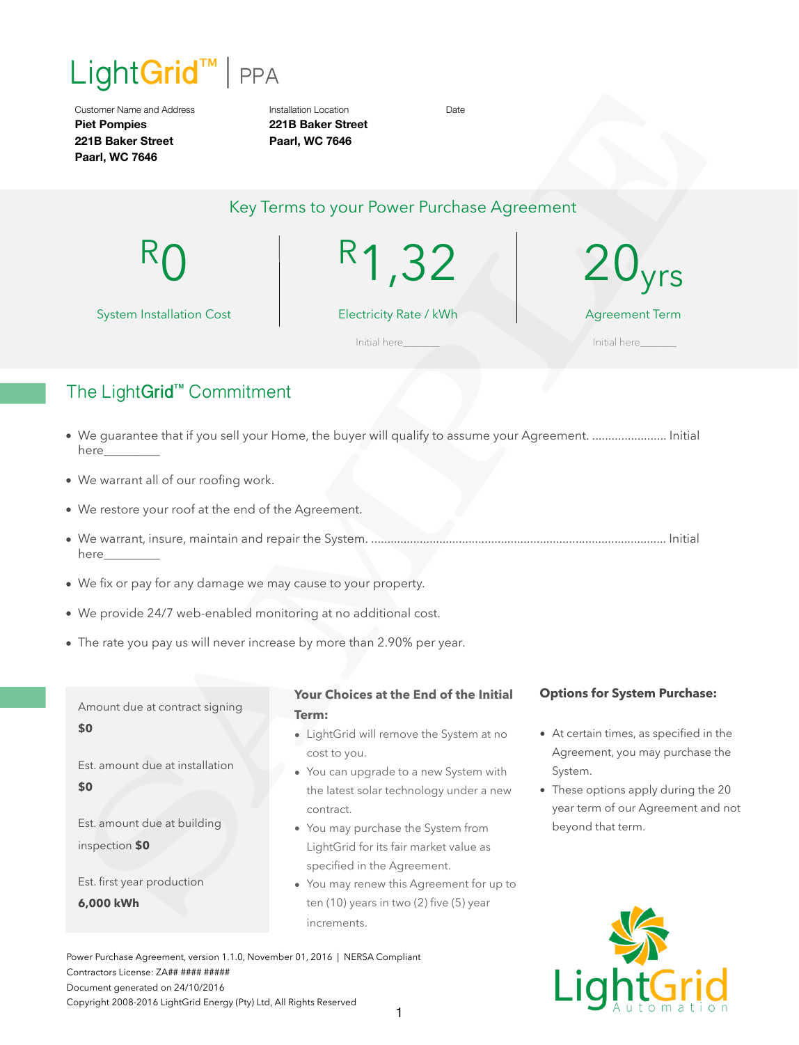# LightGrid™ | PPA

| Customer Name and Address | Installation Location | Date |
|---|---|---|
| **Piet Pompies** | **221B Baker Street** | |
| **221B Baker Street** | **Paarl, WC 7646** | |
| **Paarl, WC 7646** | | |

## Key Terms to your Power Purchase Agreement

| R0 | R1,32 | 20yrs |
|---|---|---|
| System Installation Cost | Electricity Rate / kWh | Agreement Term |
| | Initial here_______ | Initial here_______ |

## The LightGrid™ Commitment

- We guarantee that if you sell your Home, the buyer will qualify to assume your Agreement. ...................... Initial here_________
- We warrant all of our roofing work.
- We restore your roof at the end of the Agreement.
- We warrant, insure, maintain and repair the System. .......................................................................................... Initial here_________
- We fix or pay for any damage we may cause to your property.
- We provide 24/7 web-enabled monitoring at no additional cost.
- The rate you pay us will never increase by more than 2.90% per year.

Amount due at contract signing
**$0**

Est. amount due at installation
**$0**

Est. amount due at building inspection **$0**

Est. first year production
**6,000 kWh**

**Your Choices at the End of the Initial Term:**

- LightGrid will remove the System at no cost to you.
- You can upgrade to a new System with the latest solar technology under a new contract.
- You may purchase the System from LightGrid for its fair market value as specified in the Agreement.
- You may renew this Agreement for up to ten (10) years in two (2) five (5) year increments.

**Options for System Purchase:**

- At certain times, as specified in the Agreement, you may purchase the System.
- These options apply during the 20 year term of our Agreement and not beyond that term.

Power Purchase Agreement, version 1.1.0, November 01, 2016 | NERSA Compliant
Contractors License: ZA## #### #####
Document generated on 24/10/2016
Copyright 2008-2016 LightGrid Energy (Pty) Ltd, All Rights Reserved

LightGrid Automation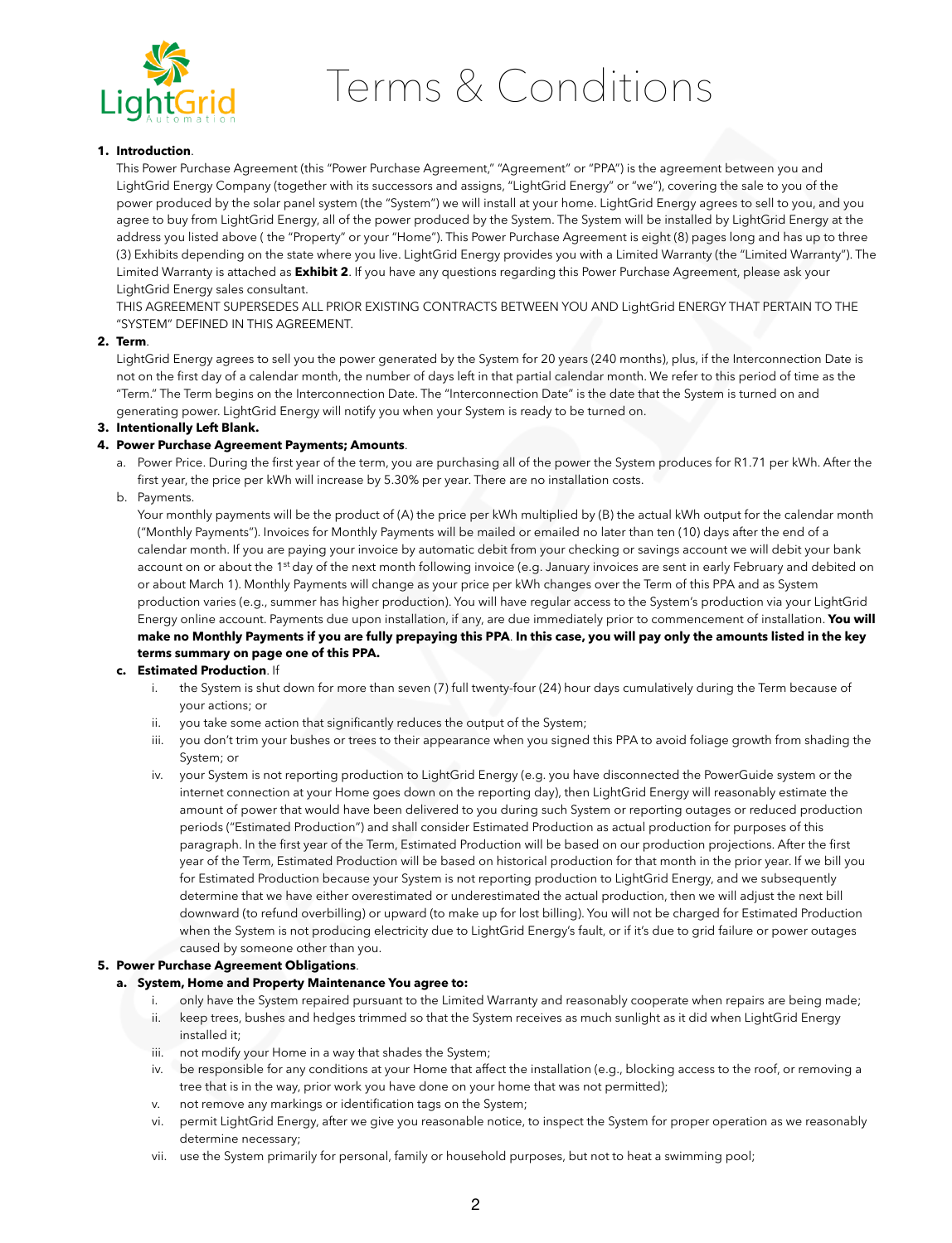# Terms & Conditions

1. **Introduction**.

   This Power Purchase Agreement (this "Power Purchase Agreement," "Agreement" or "PPA") is the agreement between you and LightGrid Energy Company (together with its successors and assigns, "LightGrid Energy" or "we"), covering the sale to you of the power produced by the solar panel system (the "System") we will install at your home. LightGrid Energy agrees to sell to you, and you agree to buy from LightGrid Energy, all of the power produced by the System. The System will be installed by LightGrid Energy at the address you listed above ( the "Property" or your "Home"). This Power Purchase Agreement is eight (8) pages long and has up to three (3) Exhibits depending on the state where you live. LightGrid Energy provides you with a Limited Warranty (the "Limited Warranty"). The Limited Warranty is attached as **Exhibit 2**. If you have any questions regarding this Power Purchase Agreement, please ask your LightGrid Energy sales consultant.

   THIS AGREEMENT SUPERSEDES ALL PRIOR EXISTING CONTRACTS BETWEEN YOU AND LightGrid ENERGY THAT PERTAIN TO THE "SYSTEM" DEFINED IN THIS AGREEMENT.

2. **Term**.

   LightGrid Energy agrees to sell you the power generated by the System for 20 years (240 months), plus, if the Interconnection Date is not on the first day of a calendar month, the number of days left in that partial calendar month. We refer to this period of time as the "Term." The Term begins on the Interconnection Date. The "Interconnection Date" is the date that the System is turned on and generating power. LightGrid Energy will notify you when your System is ready to be turned on.

3. **Intentionally Left Blank.**

4. **Power Purchase Agreement Payments; Amounts**.

   a. Power Price. During the first year of the term, you are purchasing all of the power the System produces for R1.71 per kWh. After the first year, the price per kWh will increase by 5.30% per year. There are no installation costs.

   b. Payments.

      Your monthly payments will be the product of (A) the price per kWh multiplied by (B) the actual kWh output for the calendar month ("Monthly Payments"). Invoices for Monthly Payments will be mailed or emailed no later than ten (10) days after the end of a calendar month. If you are paying your invoice by automatic debit from your checking or savings account we will debit your bank account on or about the 1st day of the next month following invoice (e.g. January invoices are sent in early February and debited on or about March 1). Monthly Payments will change as your price per kWh changes over the Term of this PPA and as System production varies (e.g., summer has higher production). You will have regular access to the System's production via your LightGrid Energy online account. Payments due upon installation, if any, are due immediately prior to commencement of installation. **You will make no Monthly Payments if you are fully prepaying this PPA**. **In this case, you will pay only the amounts listed in the key terms summary on page one of this PPA.**

   c. **Estimated Production**. If

      i. the System is shut down for more than seven (7) full twenty-four (24) hour days cumulatively during the Term because of your actions; or

      ii. you take some action that significantly reduces the output of the System;

      iii. you don't trim your bushes or trees to their appearance when you signed this PPA to avoid foliage growth from shading the System; or

      iv. your System is not reporting production to LightGrid Energy (e.g. you have disconnected the PowerGuide system or the internet connection at your Home goes down on the reporting day), then LightGrid Energy will reasonably estimate the amount of power that would have been delivered to you during such System or reporting outages or reduced production periods ("Estimated Production") and shall consider Estimated Production as actual production for purposes of this paragraph. In the first year of the Term, Estimated Production will be based on our production projections. After the first year of the Term, Estimated Production will be based on historical production for that month in the prior year. If we bill you for Estimated Production because your System is not reporting production to LightGrid Energy, and we subsequently determine that we have either overestimated or underestimated the actual production, then we will adjust the next bill downward (to refund overbilling) or upward (to make up for lost billing). You will not be charged for Estimated Production when the System is not producing electricity due to LightGrid Energy's fault, or if it's due to grid failure or power outages caused by someone other than you.

5. **Power Purchase Agreement Obligations**.

   a. **System, Home and Property Maintenance You agree to:**

      i. only have the System repaired pursuant to the Limited Warranty and reasonably cooperate when repairs are being made;

      ii. keep trees, bushes and hedges trimmed so that the System receives as much sunlight as it did when LightGrid Energy installed it;

      iii. not modify your Home in a way that shades the System;

      iv. be responsible for any conditions at your Home that affect the installation (e.g., blocking access to the roof, or removing a tree that is in the way, prior work you have done on your home that was not permitted);

      v. not remove any markings or identification tags on the System;

      vi. permit LightGrid Energy, after we give you reasonable notice, to inspect the System for proper operation as we reasonably determine necessary;

      vii. use the System primarily for personal, family or household purposes, but not to heat a swimming pool;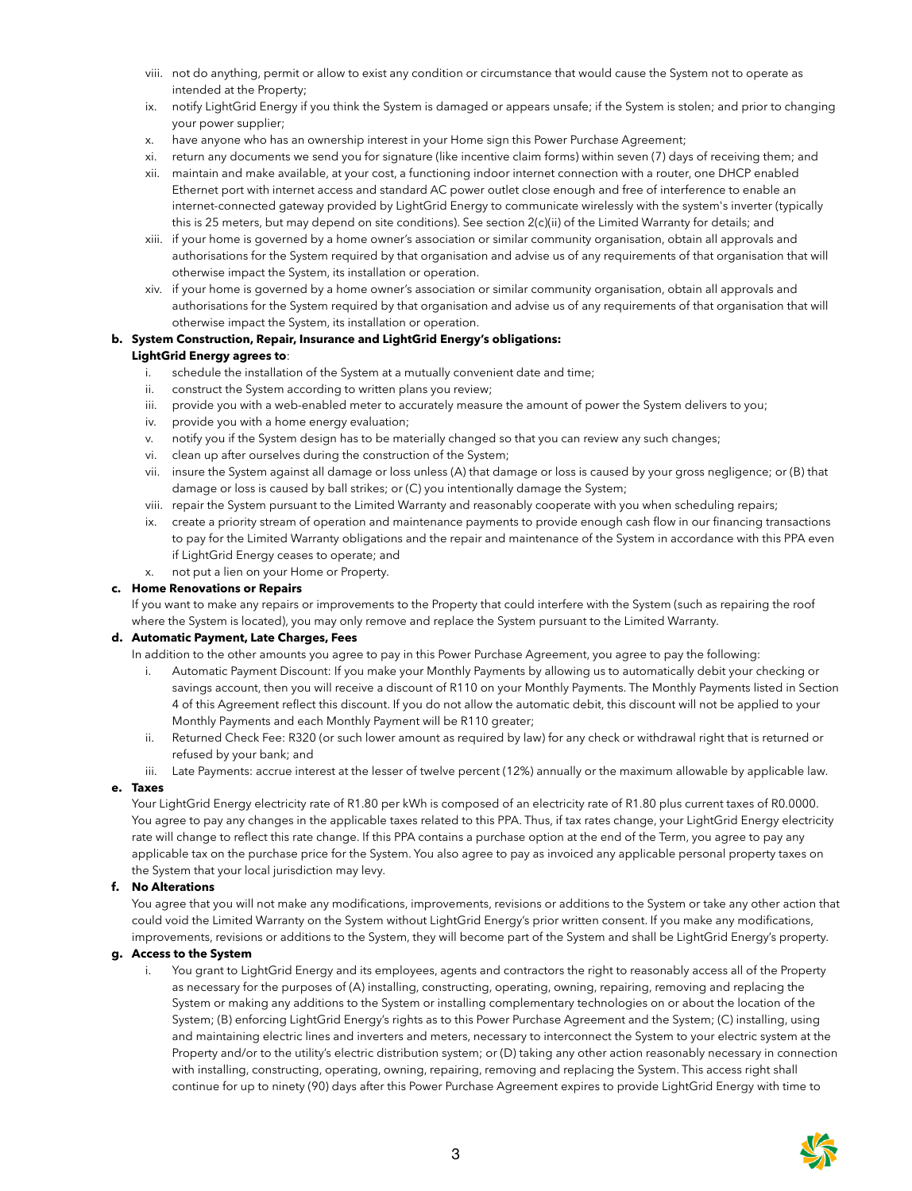viii. not do anything, permit or allow to exist any condition or circumstance that would cause the System not to operate as intended at the Property;

ix. notify LightGrid Energy if you think the System is damaged or appears unsafe; if the System is stolen; and prior to changing your power supplier;

x. have anyone who has an ownership interest in your Home sign this Power Purchase Agreement;

xi. return any documents we send you for signature (like incentive claim forms) within seven (7) days of receiving them; and

xii. maintain and make available, at your cost, a functioning indoor internet connection with a router, one DHCP enabled Ethernet port with internet access and standard AC power outlet close enough and free of interference to enable an internet-connected gateway provided by LightGrid Energy to communicate wirelessly with the system's inverter (typically this is 25 meters, but may depend on site conditions). See section 2(c)(ii) of the Limited Warranty for details; and

xiii. if your home is governed by a home owner's association or similar community organisation, obtain all approvals and authorisations for the System required by that organisation and advise us of any requirements of that organisation that will otherwise impact the System, its installation or operation.

xiv. if your home is governed by a home owner's association or similar community organisation, obtain all approvals and authorisations for the System required by that organisation and advise us of any requirements of that organisation that will otherwise impact the System, its installation or operation.

**b. System Construction, Repair, Insurance and LightGrid Energy's obligations:**

**LightGrid Energy agrees to**:

i. schedule the installation of the System at a mutually convenient date and time;

ii. construct the System according to written plans you review;

iii. provide you with a web-enabled meter to accurately measure the amount of power the System delivers to you;

iv. provide you with a home energy evaluation;

v. notify you if the System design has to be materially changed so that you can review any such changes;

vi. clean up after ourselves during the construction of the System;

vii. insure the System against all damage or loss unless (A) that damage or loss is caused by your gross negligence; or (B) that damage or loss is caused by ball strikes; or (C) you intentionally damage the System;

viii. repair the System pursuant to the Limited Warranty and reasonably cooperate with you when scheduling repairs;

ix. create a priority stream of operation and maintenance payments to provide enough cash flow in our financing transactions to pay for the Limited Warranty obligations and the repair and maintenance of the System in accordance with this PPA even if LightGrid Energy ceases to operate; and

x. not put a lien on your Home or Property.

**c. Home Renovations or Repairs**

If you want to make any repairs or improvements to the Property that could interfere with the System (such as repairing the roof where the System is located), you may only remove and replace the System pursuant to the Limited Warranty.

**d. Automatic Payment, Late Charges, Fees**

In addition to the other amounts you agree to pay in this Power Purchase Agreement, you agree to pay the following:

i. Automatic Payment Discount: If you make your Monthly Payments by allowing us to automatically debit your checking or savings account, then you will receive a discount of R110 on your Monthly Payments. The Monthly Payments listed in Section 4 of this Agreement reflect this discount. If you do not allow the automatic debit, this discount will not be applied to your Monthly Payments and each Monthly Payment will be R110 greater;

ii. Returned Check Fee: R320 (or such lower amount as required by law) for any check or withdrawal right that is returned or refused by your bank; and

iii. Late Payments: accrue interest at the lesser of twelve percent (12%) annually or the maximum allowable by applicable law.

**e. Taxes**

Your LightGrid Energy electricity rate of R1.80 per kWh is composed of an electricity rate of R1.80 plus current taxes of R0.0000. You agree to pay any changes in the applicable taxes related to this PPA. Thus, if tax rates change, your LightGrid Energy electricity rate will change to reflect this rate change. If this PPA contains a purchase option at the end of the Term, you agree to pay any applicable tax on the purchase price for the System. You also agree to pay as invoiced any applicable personal property taxes on the System that your local jurisdiction may levy.

**f. No Alterations**

You agree that you will not make any modifications, improvements, revisions or additions to the System or take any other action that could void the Limited Warranty on the System without LightGrid Energy's prior written consent. If you make any modifications, improvements, revisions or additions to the System, they will become part of the System and shall be LightGrid Energy's property.

**g. Access to the System**

i. You grant to LightGrid Energy and its employees, agents and contractors the right to reasonably access all of the Property as necessary for the purposes of (A) installing, constructing, operating, owning, repairing, removing and replacing the System or making any additions to the System or installing complementary technologies on or about the location of the System; (B) enforcing LightGrid Energy's rights as to this Power Purchase Agreement and the System; (C) installing, using and maintaining electric lines and inverters and meters, necessary to interconnect the System to your electric system at the Property and/or to the utility's electric distribution system; or (D) taking any other action reasonably necessary in connection with installing, constructing, operating, owning, repairing, removing and replacing the System. This access right shall continue for up to ninety (90) days after this Power Purchase Agreement expires to provide LightGrid Energy with time to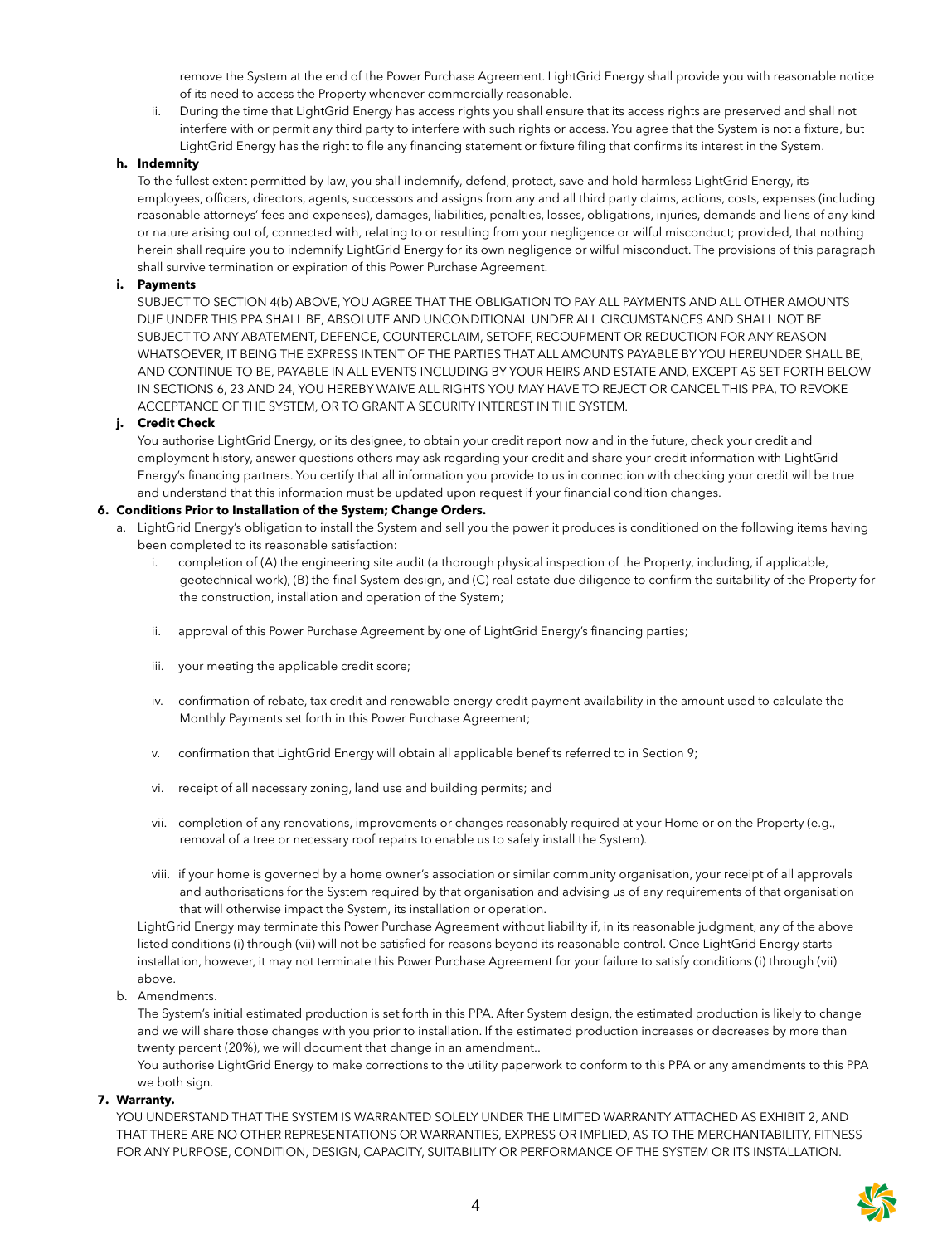remove the System at the end of the Power Purchase Agreement. LightGrid Energy shall provide you with reasonable notice of its need to access the Property whenever commercially reasonable.

ii. During the time that LightGrid Energy has access rights you shall ensure that its access rights are preserved and shall not interfere with or permit any third party to interfere with such rights or access. You agree that the System is not a fixture, but LightGrid Energy has the right to file any financing statement or fixture filing that confirms its interest in the System.

**h. Indemnity**

To the fullest extent permitted by law, you shall indemnify, defend, protect, save and hold harmless LightGrid Energy, its employees, officers, directors, agents, successors and assigns from any and all third party claims, actions, costs, expenses (including reasonable attorneys' fees and expenses), damages, liabilities, penalties, losses, obligations, injuries, demands and liens of any kind or nature arising out of, connected with, relating to or resulting from your negligence or wilful misconduct; provided, that nothing herein shall require you to indemnify LightGrid Energy for its own negligence or wilful misconduct. The provisions of this paragraph shall survive termination or expiration of this Power Purchase Agreement.

**i. Payments**

SUBJECT TO SECTION 4(b) ABOVE, YOU AGREE THAT THE OBLIGATION TO PAY ALL PAYMENTS AND ALL OTHER AMOUNTS DUE UNDER THIS PPA SHALL BE, ABSOLUTE AND UNCONDITIONAL UNDER ALL CIRCUMSTANCES AND SHALL NOT BE SUBJECT TO ANY ABATEMENT, DEFENCE, COUNTERCLAIM, SETOFF, RECOUPMENT OR REDUCTION FOR ANY REASON WHATSOEVER, IT BEING THE EXPRESS INTENT OF THE PARTIES THAT ALL AMOUNTS PAYABLE BY YOU HEREUNDER SHALL BE, AND CONTINUE TO BE, PAYABLE IN ALL EVENTS INCLUDING BY YOUR HEIRS AND ESTATE AND, EXCEPT AS SET FORTH BELOW IN SECTIONS 6, 23 AND 24, YOU HEREBY WAIVE ALL RIGHTS YOU MAY HAVE TO REJECT OR CANCEL THIS PPA, TO REVOKE ACCEPTANCE OF THE SYSTEM, OR TO GRANT A SECURITY INTEREST IN THE SYSTEM.

**j. Credit Check**

You authorise LightGrid Energy, or its designee, to obtain your credit report now and in the future, check your credit and employment history, answer questions others may ask regarding your credit and share your credit information with LightGrid Energy's financing partners. You certify that all information you provide to us in connection with checking your credit will be true and understand that this information must be updated upon request if your financial condition changes.

**6. Conditions Prior to Installation of the System; Change Orders.**

a. LightGrid Energy's obligation to install the System and sell you the power it produces is conditioned on the following items having been completed to its reasonable satisfaction:

i. completion of (A) the engineering site audit (a thorough physical inspection of the Property, including, if applicable, geotechnical work), (B) the final System design, and (C) real estate due diligence to confirm the suitability of the Property for the construction, installation and operation of the System;

ii. approval of this Power Purchase Agreement by one of LightGrid Energy's financing parties;

iii. your meeting the applicable credit score;

iv. confirmation of rebate, tax credit and renewable energy credit payment availability in the amount used to calculate the Monthly Payments set forth in this Power Purchase Agreement;

v. confirmation that LightGrid Energy will obtain all applicable benefits referred to in Section 9;

vi. receipt of all necessary zoning, land use and building permits; and

vii. completion of any renovations, improvements or changes reasonably required at your Home or on the Property (e.g., removal of a tree or necessary roof repairs to enable us to safely install the System).

viii. if your home is governed by a home owner's association or similar community organisation, your receipt of all approvals and authorisations for the System required by that organisation and advising us of any requirements of that organisation that will otherwise impact the System, its installation or operation.

LightGrid Energy may terminate this Power Purchase Agreement without liability if, in its reasonable judgment, any of the above listed conditions (i) through (vii) will not be satisfied for reasons beyond its reasonable control. Once LightGrid Energy starts installation, however, it may not terminate this Power Purchase Agreement for your failure to satisfy conditions (i) through (vii) above.

b. Amendments.

The System's initial estimated production is set forth in this PPA. After System design, the estimated production is likely to change and we will share those changes with you prior to installation. If the estimated production increases or decreases by more than twenty percent (20%), we will document that change in an amendment..

You authorise LightGrid Energy to make corrections to the utility paperwork to conform to this PPA or any amendments to this PPA we both sign.

**7. Warranty.**

YOU UNDERSTAND THAT THE SYSTEM IS WARRANTED SOLELY UNDER THE LIMITED WARRANTY ATTACHED AS EXHIBIT 2, AND THAT THERE ARE NO OTHER REPRESENTATIONS OR WARRANTIES, EXPRESS OR IMPLIED, AS TO THE MERCHANTABILITY, FITNESS FOR ANY PURPOSE, CONDITION, DESIGN, CAPACITY, SUITABILITY OR PERFORMANCE OF THE SYSTEM OR ITS INSTALLATION.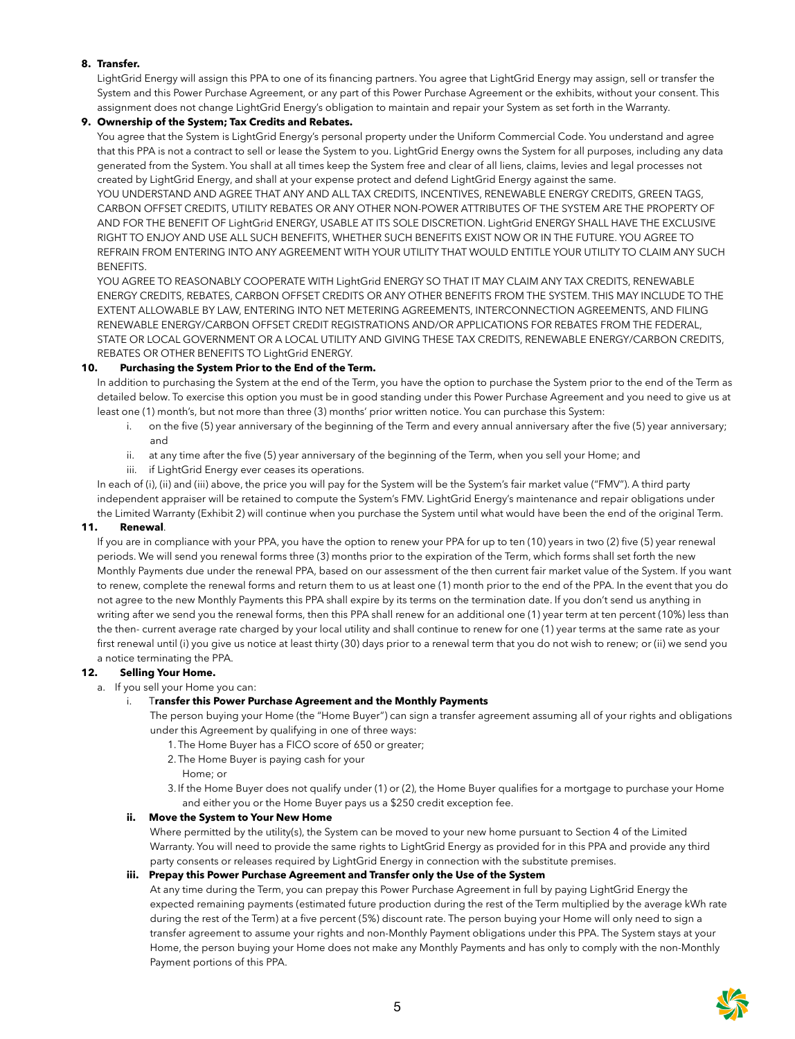**8. Transfer.**

LightGrid Energy will assign this PPA to one of its financing partners. You agree that LightGrid Energy may assign, sell or transfer the System and this Power Purchase Agreement, or any part of this Power Purchase Agreement or the exhibits, without your consent. This assignment does not change LightGrid Energy's obligation to maintain and repair your System as set forth in the Warranty.

**9. Ownership of the System; Tax Credits and Rebates.**

You agree that the System is LightGrid Energy's personal property under the Uniform Commercial Code. You understand and agree that this PPA is not a contract to sell or lease the System to you. LightGrid Energy owns the System for all purposes, including any data generated from the System. You shall at all times keep the System free and clear of all liens, claims, levies and legal processes not created by LightGrid Energy, and shall at your expense protect and defend LightGrid Energy against the same.

YOU UNDERSTAND AND AGREE THAT ANY AND ALL TAX CREDITS, INCENTIVES, RENEWABLE ENERGY CREDITS, GREEN TAGS, CARBON OFFSET CREDITS, UTILITY REBATES OR ANY OTHER NON-POWER ATTRIBUTES OF THE SYSTEM ARE THE PROPERTY OF AND FOR THE BENEFIT OF LightGrid ENERGY, USABLE AT ITS SOLE DISCRETION. LightGrid ENERGY SHALL HAVE THE EXCLUSIVE RIGHT TO ENJOY AND USE ALL SUCH BENEFITS, WHETHER SUCH BENEFITS EXIST NOW OR IN THE FUTURE. YOU AGREE TO REFRAIN FROM ENTERING INTO ANY AGREEMENT WITH YOUR UTILITY THAT WOULD ENTITLE YOUR UTILITY TO CLAIM ANY SUCH BENEFITS.

YOU AGREE TO REASONABLY COOPERATE WITH LightGrid ENERGY SO THAT IT MAY CLAIM ANY TAX CREDITS, RENEWABLE ENERGY CREDITS, REBATES, CARBON OFFSET CREDITS OR ANY OTHER BENEFITS FROM THE SYSTEM. THIS MAY INCLUDE TO THE EXTENT ALLOWABLE BY LAW, ENTERING INTO NET METERING AGREEMENTS, INTERCONNECTION AGREEMENTS, AND FILING RENEWABLE ENERGY/CARBON OFFSET CREDIT REGISTRATIONS AND/OR APPLICATIONS FOR REBATES FROM THE FEDERAL, STATE OR LOCAL GOVERNMENT OR A LOCAL UTILITY AND GIVING THESE TAX CREDITS, RENEWABLE ENERGY/CARBON CREDITS, REBATES OR OTHER BENEFITS TO LightGrid ENERGY.

**10. Purchasing the System Prior to the End of the Term.**

In addition to purchasing the System at the end of the Term, you have the option to purchase the System prior to the end of the Term as detailed below. To exercise this option you must be in good standing under this Power Purchase Agreement and you need to give us at least one (1) month's, but not more than three (3) months' prior written notice. You can purchase this System:

i. on the five (5) year anniversary of the beginning of the Term and every annual anniversary after the five (5) year anniversary; and

ii. at any time after the five (5) year anniversary of the beginning of the Term, when you sell your Home; and

iii. if LightGrid Energy ever ceases its operations.

In each of (i), (ii) and (iii) above, the price you will pay for the System will be the System's fair market value ("FMV"). A third party independent appraiser will be retained to compute the System's FMV. LightGrid Energy's maintenance and repair obligations under the Limited Warranty (Exhibit 2) will continue when you purchase the System until what would have been the end of the original Term.

**11. Renewal**.

If you are in compliance with your PPA, you have the option to renew your PPA for up to ten (10) years in two (2) five (5) year renewal periods. We will send you renewal forms three (3) months prior to the expiration of the Term, which forms shall set forth the new Monthly Payments due under the renewal PPA, based on our assessment of the then current fair market value of the System. If you want to renew, complete the renewal forms and return them to us at least one (1) month prior to the end of the PPA. In the event that you do not agree to the new Monthly Payments this PPA shall expire by its terms on the termination date. If you don't send us anything in writing after we send you the renewal forms, then this PPA shall renew for an additional one (1) year term at ten percent (10%) less than the then- current average rate charged by your local utility and shall continue to renew for one (1) year terms at the same rate as your first renewal until (i) you give us notice at least thirty (30) days prior to a renewal term that you do not wish to renew; or (ii) we send you a notice terminating the PPA.

**12. Selling Your Home.**

a. If you sell your Home you can:

i. **Transfer this Power Purchase Agreement and the Monthly Payments**

The person buying your Home (the "Home Buyer") can sign a transfer agreement assuming all of your rights and obligations under this Agreement by qualifying in one of three ways:

1. The Home Buyer has a FICO score of 650 or greater;
2. The Home Buyer is paying cash for your Home; or
3. If the Home Buyer does not qualify under (1) or (2), the Home Buyer qualifies for a mortgage to purchase your Home and either you or the Home Buyer pays us a $250 credit exception fee.

**ii. Move the System to Your New Home**

Where permitted by the utility(s), the System can be moved to your new home pursuant to Section 4 of the Limited Warranty. You will need to provide the same rights to LightGrid Energy as provided for in this PPA and provide any third party consents or releases required by LightGrid Energy in connection with the substitute premises.

**iii. Prepay this Power Purchase Agreement and Transfer only the Use of the System**

At any time during the Term, you can prepay this Power Purchase Agreement in full by paying LightGrid Energy the expected remaining payments (estimated future production during the rest of the Term multiplied by the average kWh rate during the rest of the Term) at a five percent (5%) discount rate. The person buying your Home will only need to sign a transfer agreement to assume your rights and non-Monthly Payment obligations under this PPA. The System stays at your Home, the person buying your Home does not make any Monthly Payments and has only to comply with the non-Monthly Payment portions of this PPA.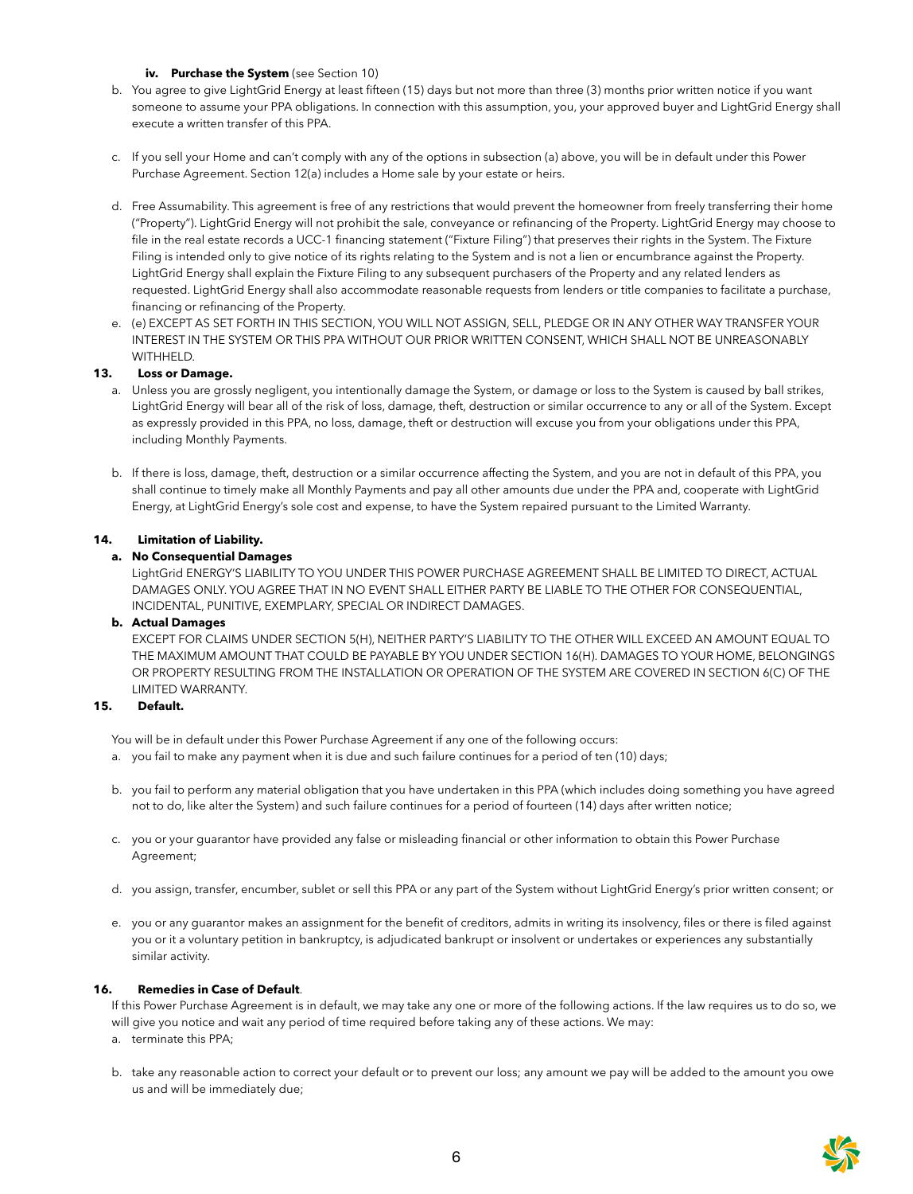**iv. Purchase the System** (see Section 10)

b. You agree to give LightGrid Energy at least fifteen (15) days but not more than three (3) months prior written notice if you want someone to assume your PPA obligations. In connection with this assumption, you, your approved buyer and LightGrid Energy shall execute a written transfer of this PPA.

c. If you sell your Home and can't comply with any of the options in subsection (a) above, you will be in default under this Power Purchase Agreement. Section 12(a) includes a Home sale by your estate or heirs.

d. Free Assumability. This agreement is free of any restrictions that would prevent the homeowner from freely transferring their home ("Property"). LightGrid Energy will not prohibit the sale, conveyance or refinancing of the Property. LightGrid Energy may choose to file in the real estate records a UCC-1 financing statement ("Fixture Filing") that preserves their rights in the System. The Fixture Filing is intended only to give notice of its rights relating to the System and is not a lien or encumbrance against the Property. LightGrid Energy shall explain the Fixture Filing to any subsequent purchasers of the Property and any related lenders as requested. LightGrid Energy shall also accommodate reasonable requests from lenders or title companies to facilitate a purchase, financing or refinancing of the Property.

e. (e) EXCEPT AS SET FORTH IN THIS SECTION, YOU WILL NOT ASSIGN, SELL, PLEDGE OR IN ANY OTHER WAY TRANSFER YOUR INTEREST IN THE SYSTEM OR THIS PPA WITHOUT OUR PRIOR WRITTEN CONSENT, WHICH SHALL NOT BE UNREASONABLY WITHHELD.

## 13. Loss or Damage.

a. Unless you are grossly negligent, you intentionally damage the System, or damage or loss to the System is caused by ball strikes, LightGrid Energy will bear all of the risk of loss, damage, theft, destruction or similar occurrence to any or all of the System. Except as expressly provided in this PPA, no loss, damage, theft or destruction will excuse you from your obligations under this PPA, including Monthly Payments.

b. If there is loss, damage, theft, destruction or a similar occurrence affecting the System, and you are not in default of this PPA, you shall continue to timely make all Monthly Payments and pay all other amounts due under the PPA and, cooperate with LightGrid Energy, at LightGrid Energy's sole cost and expense, to have the System repaired pursuant to the Limited Warranty.

## 14. Limitation of Liability.

**a. No Consequential Damages**

LightGrid ENERGY'S LIABILITY TO YOU UNDER THIS POWER PURCHASE AGREEMENT SHALL BE LIMITED TO DIRECT, ACTUAL DAMAGES ONLY. YOU AGREE THAT IN NO EVENT SHALL EITHER PARTY BE LIABLE TO THE OTHER FOR CONSEQUENTIAL, INCIDENTAL, PUNITIVE, EXEMPLARY, SPECIAL OR INDIRECT DAMAGES.

**b. Actual Damages**

EXCEPT FOR CLAIMS UNDER SECTION 5(H), NEITHER PARTY'S LIABILITY TO THE OTHER WILL EXCEED AN AMOUNT EQUAL TO THE MAXIMUM AMOUNT THAT COULD BE PAYABLE BY YOU UNDER SECTION 16(H). DAMAGES TO YOUR HOME, BELONGINGS OR PROPERTY RESULTING FROM THE INSTALLATION OR OPERATION OF THE SYSTEM ARE COVERED IN SECTION 6(C) OF THE LIMITED WARRANTY.

## 15. Default.

You will be in default under this Power Purchase Agreement if any one of the following occurs:

a. you fail to make any payment when it is due and such failure continues for a period of ten (10) days;

b. you fail to perform any material obligation that you have undertaken in this PPA (which includes doing something you have agreed not to do, like alter the System) and such failure continues for a period of fourteen (14) days after written notice;

c. you or your guarantor have provided any false or misleading financial or other information to obtain this Power Purchase Agreement;

d. you assign, transfer, encumber, sublet or sell this PPA or any part of the System without LightGrid Energy's prior written consent; or

e. you or any guarantor makes an assignment for the benefit of creditors, admits in writing its insolvency, files or there is filed against you or it a voluntary petition in bankruptcy, is adjudicated bankrupt or insolvent or undertakes or experiences any substantially similar activity.

## 16. Remedies in Case of Default.

If this Power Purchase Agreement is in default, we may take any one or more of the following actions. If the law requires us to do so, we will give you notice and wait any period of time required before taking any of these actions. We may:

a. terminate this PPA;

b. take any reasonable action to correct your default or to prevent our loss; any amount we pay will be added to the amount you owe us and will be immediately due;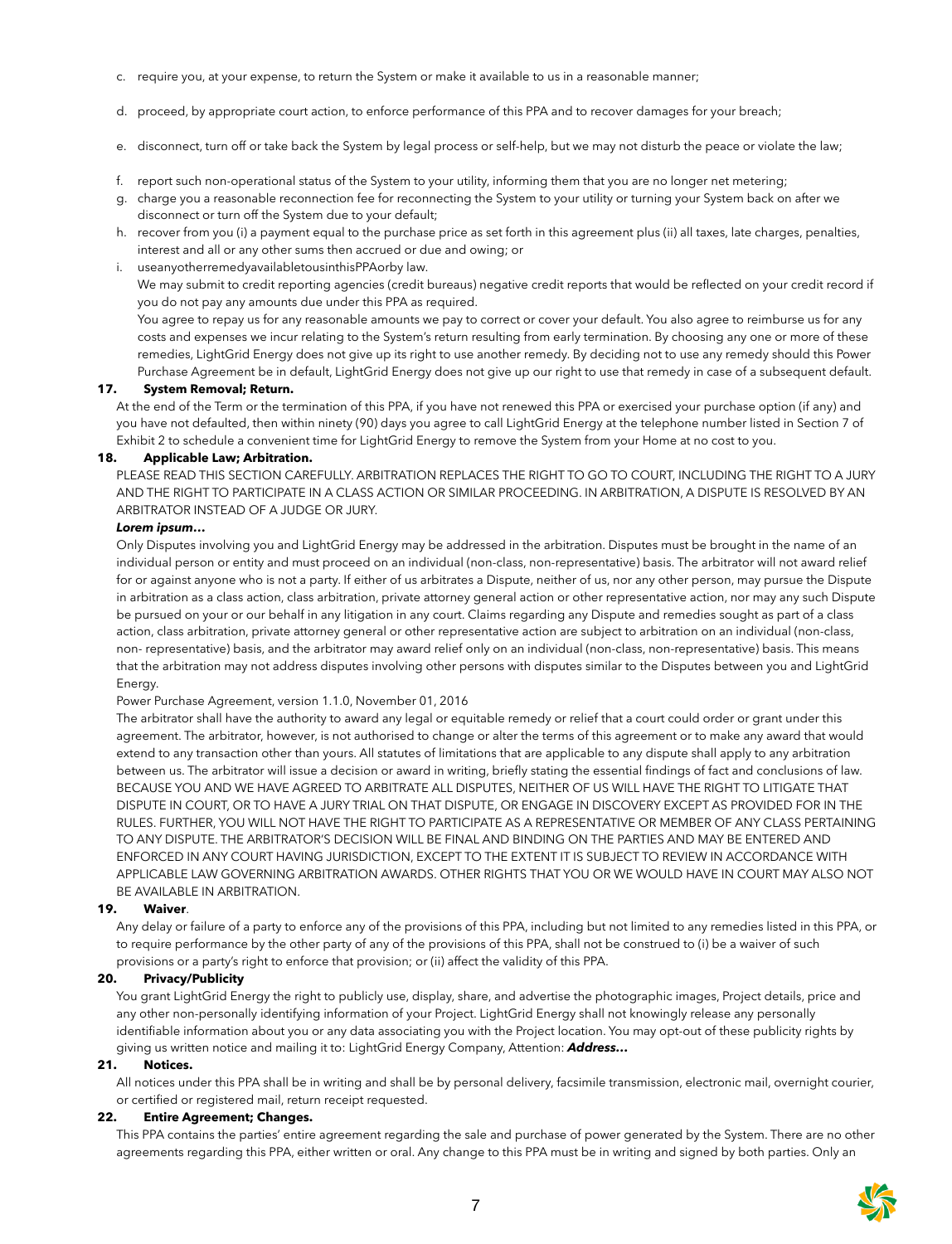c. require you, at your expense, to return the System or make it available to us in a reasonable manner;

d. proceed, by appropriate court action, to enforce performance of this PPA and to recover damages for your breach;

e. disconnect, turn off or take back the System by legal process or self-help, but we may not disturb the peace or violate the law;

f. report such non-operational status of the System to your utility, informing them that you are no longer net metering;

g. charge you a reasonable reconnection fee for reconnecting the System to your utility or turning your System back on after we disconnect or turn off the System due to your default;

h. recover from you (i) a payment equal to the purchase price as set forth in this agreement plus (ii) all taxes, late charges, penalties, interest and all or any other sums then accrued or due and owing; or

i. useanyotherremedyavailabletousinthisPPAorby law.

We may submit to credit reporting agencies (credit bureaus) negative credit reports that would be reflected on your credit record if you do not pay any amounts due under this PPA as required.

You agree to repay us for any reasonable amounts we pay to correct or cover your default. You also agree to reimburse us for any costs and expenses we incur relating to the System's return resulting from early termination. By choosing any one or more of these remedies, LightGrid Energy does not give up its right to use another remedy. By deciding not to use any remedy should this Power Purchase Agreement be in default, LightGrid Energy does not give up our right to use that remedy in case of a subsequent default.

**17. System Removal; Return.**

At the end of the Term or the termination of this PPA, if you have not renewed this PPA or exercised your purchase option (if any) and you have not defaulted, then within ninety (90) days you agree to call LightGrid Energy at the telephone number listed in Section 7 of Exhibit 2 to schedule a convenient time for LightGrid Energy to remove the System from your Home at no cost to you.

**18. Applicable Law; Arbitration.**

PLEASE READ THIS SECTION CAREFULLY. ARBITRATION REPLACES THE RIGHT TO GO TO COURT, INCLUDING THE RIGHT TO A JURY AND THE RIGHT TO PARTICIPATE IN A CLASS ACTION OR SIMILAR PROCEEDING. IN ARBITRATION, A DISPUTE IS RESOLVED BY AN ARBITRATOR INSTEAD OF A JUDGE OR JURY.

***Lorem ipsum…***

Only Disputes involving you and LightGrid Energy may be addressed in the arbitration. Disputes must be brought in the name of an individual person or entity and must proceed on an individual (non-class, non-representative) basis. The arbitrator will not award relief for or against anyone who is not a party. If either of us arbitrates a Dispute, neither of us, nor any other person, may pursue the Dispute in arbitration as a class action, class arbitration, private attorney general action or other representative action, nor may any such Dispute be pursued on your or our behalf in any litigation in any court. Claims regarding any Dispute and remedies sought as part of a class action, class arbitration, private attorney general or other representative action are subject to arbitration on an individual (non-class, non- representative) basis, and the arbitrator may award relief only on an individual (non-class, non-representative) basis. This means that the arbitration may not address disputes involving other persons with disputes similar to the Disputes between you and LightGrid Energy.

Power Purchase Agreement, version 1.1.0, November 01, 2016

The arbitrator shall have the authority to award any legal or equitable remedy or relief that a court could order or grant under this agreement. The arbitrator, however, is not authorised to change or alter the terms of this agreement or to make any award that would extend to any transaction other than yours. All statutes of limitations that are applicable to any dispute shall apply to any arbitration between us. The arbitrator will issue a decision or award in writing, briefly stating the essential findings of fact and conclusions of law. BECAUSE YOU AND WE HAVE AGREED TO ARBITRATE ALL DISPUTES, NEITHER OF US WILL HAVE THE RIGHT TO LITIGATE THAT DISPUTE IN COURT, OR TO HAVE A JURY TRIAL ON THAT DISPUTE, OR ENGAGE IN DISCOVERY EXCEPT AS PROVIDED FOR IN THE RULES. FURTHER, YOU WILL NOT HAVE THE RIGHT TO PARTICIPATE AS A REPRESENTATIVE OR MEMBER OF ANY CLASS PERTAINING TO ANY DISPUTE. THE ARBITRATOR'S DECISION WILL BE FINAL AND BINDING ON THE PARTIES AND MAY BE ENTERED AND ENFORCED IN ANY COURT HAVING JURISDICTION, EXCEPT TO THE EXTENT IT IS SUBJECT TO REVIEW IN ACCORDANCE WITH APPLICABLE LAW GOVERNING ARBITRATION AWARDS. OTHER RIGHTS THAT YOU OR WE WOULD HAVE IN COURT MAY ALSO NOT BE AVAILABLE IN ARBITRATION.

**19. Waiver**.

Any delay or failure of a party to enforce any of the provisions of this PPA, including but not limited to any remedies listed in this PPA, or to require performance by the other party of any of the provisions of this PPA, shall not be construed to (i) be a waiver of such provisions or a party's right to enforce that provision; or (ii) affect the validity of this PPA.

**20. Privacy/Publicity**

You grant LightGrid Energy the right to publicly use, display, share, and advertise the photographic images, Project details, price and any other non-personally identifying information of your Project. LightGrid Energy shall not knowingly release any personally identifiable information about you or any data associating you with the Project location. You may opt-out of these publicity rights by giving us written notice and mailing it to: LightGrid Energy Company, Attention: ***Address…***

**21. Notices.**

All notices under this PPA shall be in writing and shall be by personal delivery, facsimile transmission, electronic mail, overnight courier, or certified or registered mail, return receipt requested.

**22. Entire Agreement; Changes.**

This PPA contains the parties' entire agreement regarding the sale and purchase of power generated by the System. There are no other agreements regarding this PPA, either written or oral. Any change to this PPA must be in writing and signed by both parties. Only an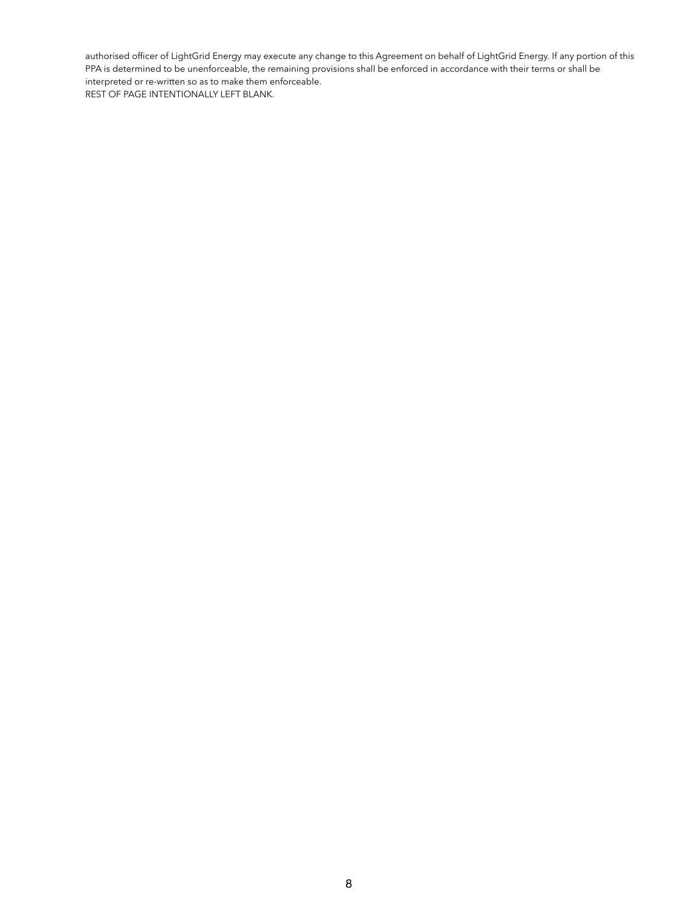authorised officer of LightGrid Energy may execute any change to this Agreement on behalf of LightGrid Energy. If any portion of this PPA is determined to be unenforceable, the remaining provisions shall be enforced in accordance with their terms or shall be interpreted or re-written so as to make them enforceable.

REST OF PAGE INTENTIONALLY LEFT BLANK.